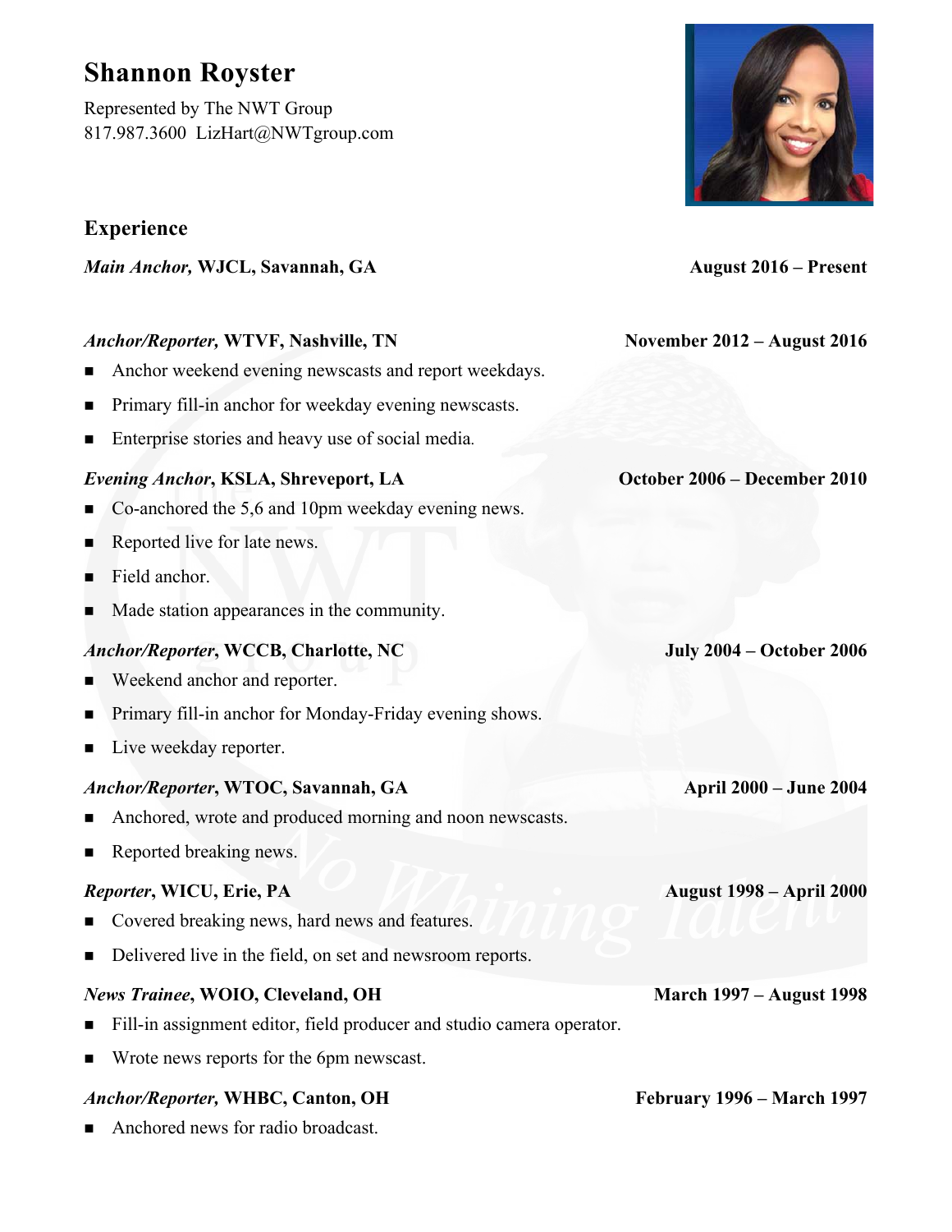# Shannon Royster

Represented by The NWT Group
817.987.3600 LizHart@NWTgroup.com

## Experience

***Main Anchor,* WJCL, Savannah, GA** **August 2016 – Present**

***Anchor/Reporter,* WTVF, Nashville, TN** **November 2012 – August 2016**

- Anchor weekend evening newscasts and report weekdays.
- Primary fill-in anchor for weekday evening newscasts.
- Enterprise stories and heavy use of social media.

***Evening Anchor*, KSLA, Shreveport, LA** **October 2006 – December 2010**

- Co-anchored the 5,6 and 10pm weekday evening news.
- Reported live for late news.
- Field anchor.
- Made station appearances in the community.

***Anchor/Reporter*, WCCB, Charlotte, NC** **July 2004 – October 2006**

- Weekend anchor and reporter.
- Primary fill-in anchor for Monday-Friday evening shows.
- Live weekday reporter.

***Anchor/Reporter*, WTOC, Savannah, GA** **April 2000 – June 2004**

- Anchored, wrote and produced morning and noon newscasts.
- Reported breaking news.

***Reporter*, WICU, Erie, PA** **August 1998 – April 2000**

- Covered breaking news, hard news and features.
- Delivered live in the field, on set and newsroom reports.

***News Trainee*, WOIO, Cleveland, OH** **March 1997 – August 1998**

- Fill-in assignment editor, field producer and studio camera operator.
- Wrote news reports for the 6pm newscast.

***Anchor/Reporter,* WHBC, Canton, OH** **February 1996 – March 1997**

- Anchored news for radio broadcast.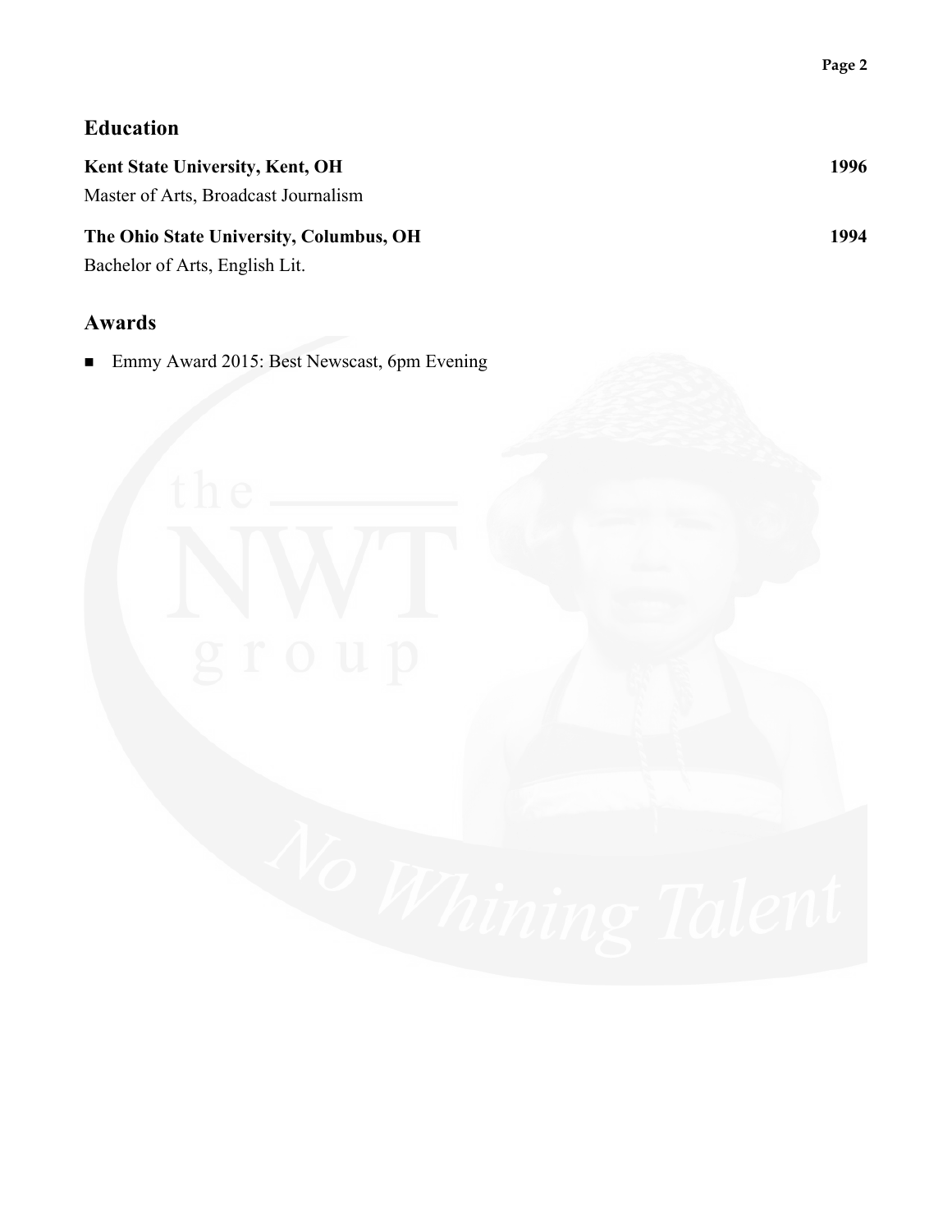## Education

**Kent State University, Kent, OH** **1996**
Master of Arts, Broadcast Journalism

**The Ohio State University, Columbus, OH** **1994**
Bachelor of Arts, English Lit.

## Awards

- Emmy Award 2015: Best Newscast, 6pm Evening